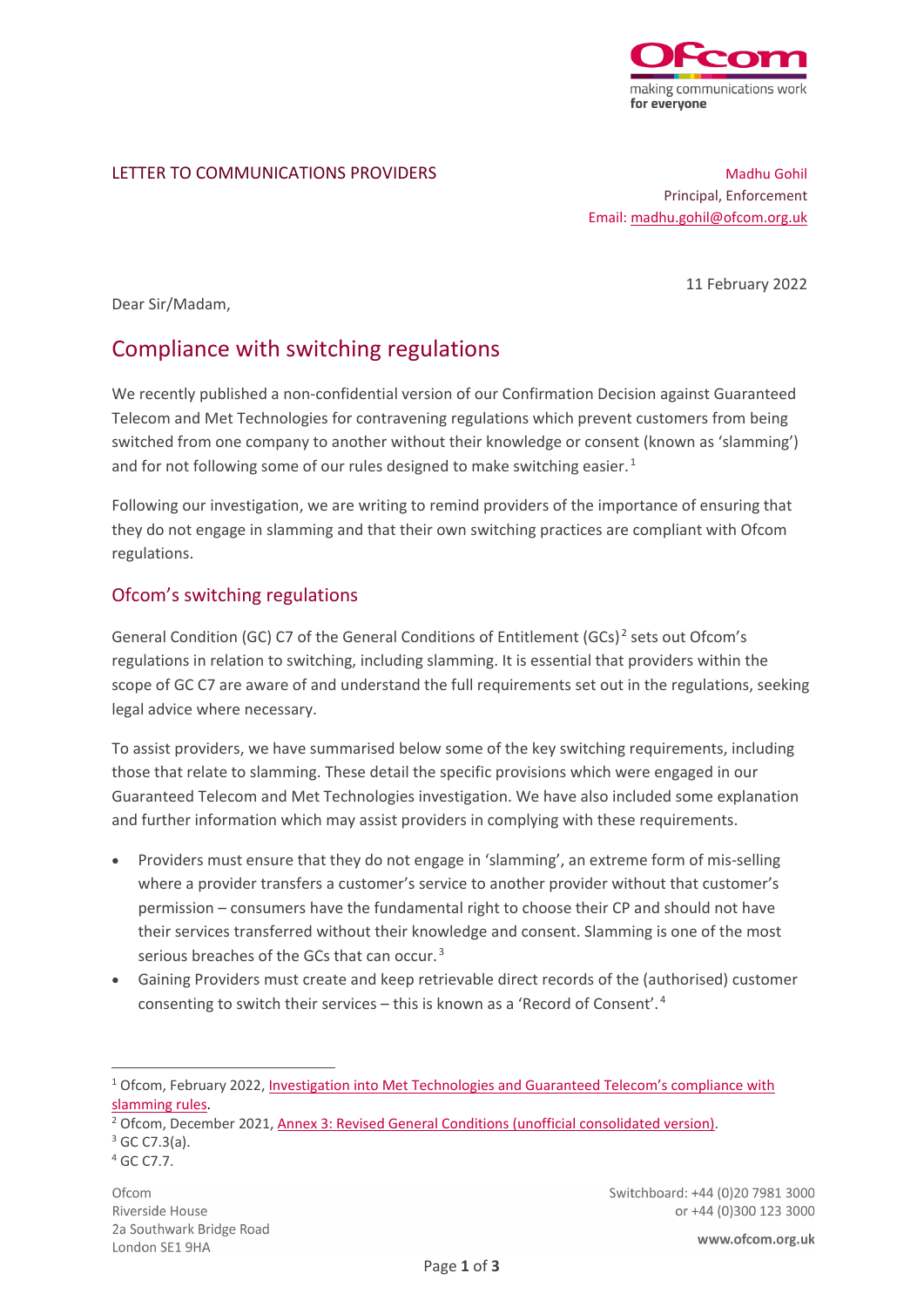LETTER TO COMMUNICATIONS PROVIDERS

Madhu Gohil
Principal, Enforcement
Email: madhu.gohil@ofcom.org.uk

11 February 2022

Dear Sir/Madam,

# Compliance with switching regulations

We recently published a non-confidential version of our Confirmation Decision against Guaranteed Telecom and Met Technologies for contravening regulations which prevent customers from being switched from one company to another without their knowledge or consent (known as 'slamming') and for not following some of our rules designed to make switching easier.[1]

Following our investigation, we are writing to remind providers of the importance of ensuring that they do not engage in slamming and that their own switching practices are compliant with Ofcom regulations.

## Ofcom's switching regulations

General Condition (GC) C7 of the General Conditions of Entitlement (GCs)[2] sets out Ofcom's regulations in relation to switching, including slamming. It is essential that providers within the scope of GC C7 are aware of and understand the full requirements set out in the regulations, seeking legal advice where necessary.

To assist providers, we have summarised below some of the key switching requirements, including those that relate to slamming. These detail the specific provisions which were engaged in our Guaranteed Telecom and Met Technologies investigation. We have also included some explanation and further information which may assist providers in complying with these requirements.

- Providers must ensure that they do not engage in 'slamming', an extreme form of mis-selling where a provider transfers a customer's service to another provider without that customer's permission – consumers have the fundamental right to choose their CP and should not have their services transferred without their knowledge and consent. Slamming is one of the most serious breaches of the GCs that can occur.[3]
- Gaining Providers must create and keep retrievable direct records of the (authorised) customer consenting to switch their services – this is known as a 'Record of Consent'.[4]

---

[1] Ofcom, February 2022, Investigation into Met Technologies and Guaranteed Telecom's compliance with slamming rules.
[2] Ofcom, December 2021, Annex 3: Revised General Conditions (unofficial consolidated version).
[3] GC C7.3(a).
[4] GC C7.7.

Ofcom
Riverside House
2a Southwark Bridge Road
London SE1 9HA

Switchboard: +44 (0)20 7981 3000
or +44 (0)300 123 3000

www.ofcom.org.uk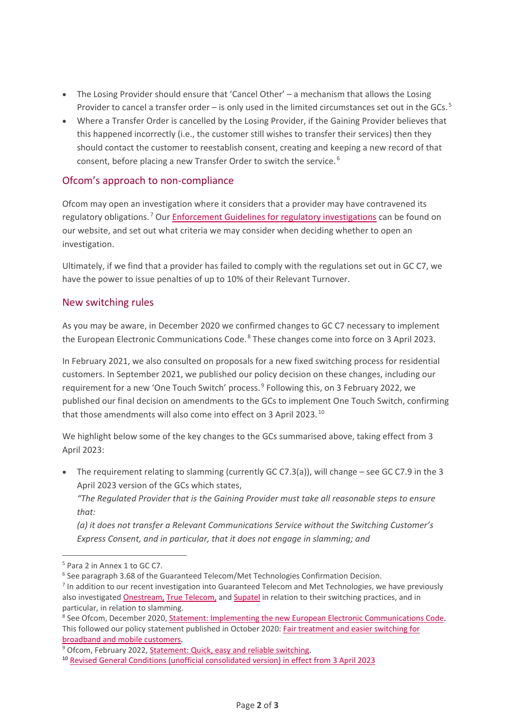- The Losing Provider should ensure that 'Cancel Other' – a mechanism that allows the Losing Provider to cancel a transfer order – is only used in the limited circumstances set out in the GCs.[5]
- Where a Transfer Order is cancelled by the Losing Provider, if the Gaining Provider believes that this happened incorrectly (i.e., the customer still wishes to transfer their services) then they should contact the customer to reestablish consent, creating and keeping a new record of that consent, before placing a new Transfer Order to switch the service.[6]

## Ofcom's approach to non-compliance

Ofcom may open an investigation where it considers that a provider may have contravened its regulatory obligations.[7] Our Enforcement Guidelines for regulatory investigations can be found on our website, and set out what criteria we may consider when deciding whether to open an investigation.

Ultimately, if we find that a provider has failed to comply with the regulations set out in GC C7, we have the power to issue penalties of up to 10% of their Relevant Turnover.

## New switching rules

As you may be aware, in December 2020 we confirmed changes to GC C7 necessary to implement the European Electronic Communications Code.[8] These changes come into force on 3 April 2023.

In February 2021, we also consulted on proposals for a new fixed switching process for residential customers. In September 2021, we published our policy decision on these changes, including our requirement for a new 'One Touch Switch' process.[9] Following this, on 3 February 2022, we published our final decision on amendments to the GCs to implement One Touch Switch, confirming that those amendments will also come into effect on 3 April 2023.[10]

We highlight below some of the key changes to the GCs summarised above, taking effect from 3 April 2023:

- The requirement relating to slamming (currently GC C7.3(a)), will change – see GC C7.9 in the 3 April 2023 version of the GCs which states,
  *"The Regulated Provider that is the Gaining Provider must take all reasonable steps to ensure that:*
  *(a) it does not transfer a Relevant Communications Service without the Switching Customer's Express Consent, and in particular, that it does not engage in slamming; and*

---

[5] Para 2 in Annex 1 to GC C7.

[6] See paragraph 3.68 of the Guaranteed Telecom/Met Technologies Confirmation Decision.

[7] In addition to our recent investigation into Guaranteed Telecom and Met Technologies, we have previously also investigated Onestream, True Telecom, and Supatel in relation to their switching practices, and in particular, in relation to slamming.

[8] See Ofcom, December 2020, Statement: Implementing the new European Electronic Communications Code. This followed our policy statement published in October 2020: Fair treatment and easier switching for broadband and mobile customers.

[9] Ofcom, February 2022, Statement: Quick, easy and reliable switching.

[10] Revised General Conditions (unofficial consolidated version) in effect from 3 April 2023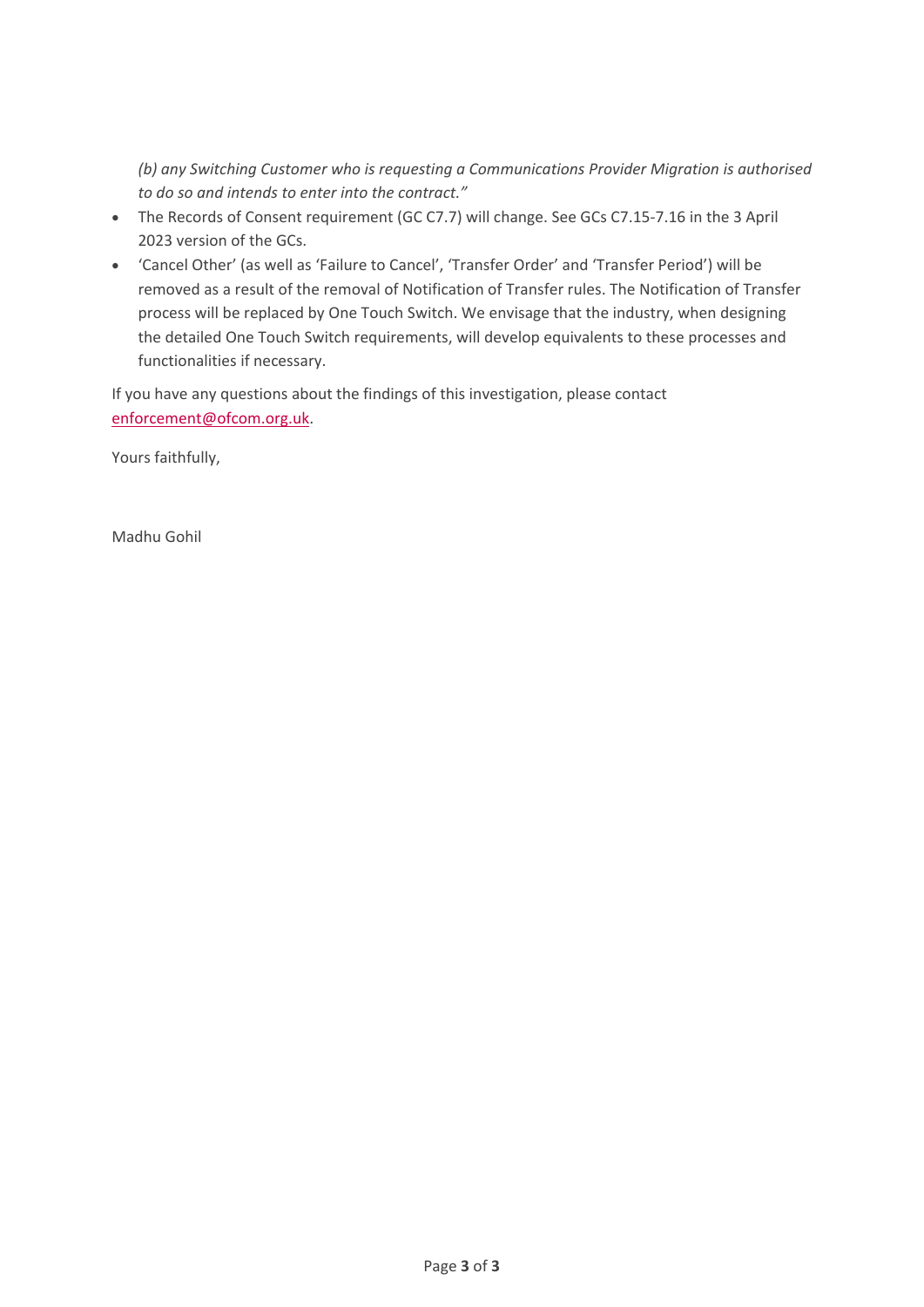*(b) any Switching Customer who is requesting a Communications Provider Migration is authorised to do so and intends to enter into the contract."*

- The Records of Consent requirement (GC C7.7) will change. See GCs C7.15-7.16 in the 3 April 2023 version of the GCs.
- 'Cancel Other' (as well as 'Failure to Cancel', 'Transfer Order' and 'Transfer Period') will be removed as a result of the removal of Notification of Transfer rules. The Notification of Transfer process will be replaced by One Touch Switch. We envisage that the industry, when designing the detailed One Touch Switch requirements, will develop equivalents to these processes and functionalities if necessary.

If you have any questions about the findings of this investigation, please contact enforcement@ofcom.org.uk.

Yours faithfully,

Madhu Gohil